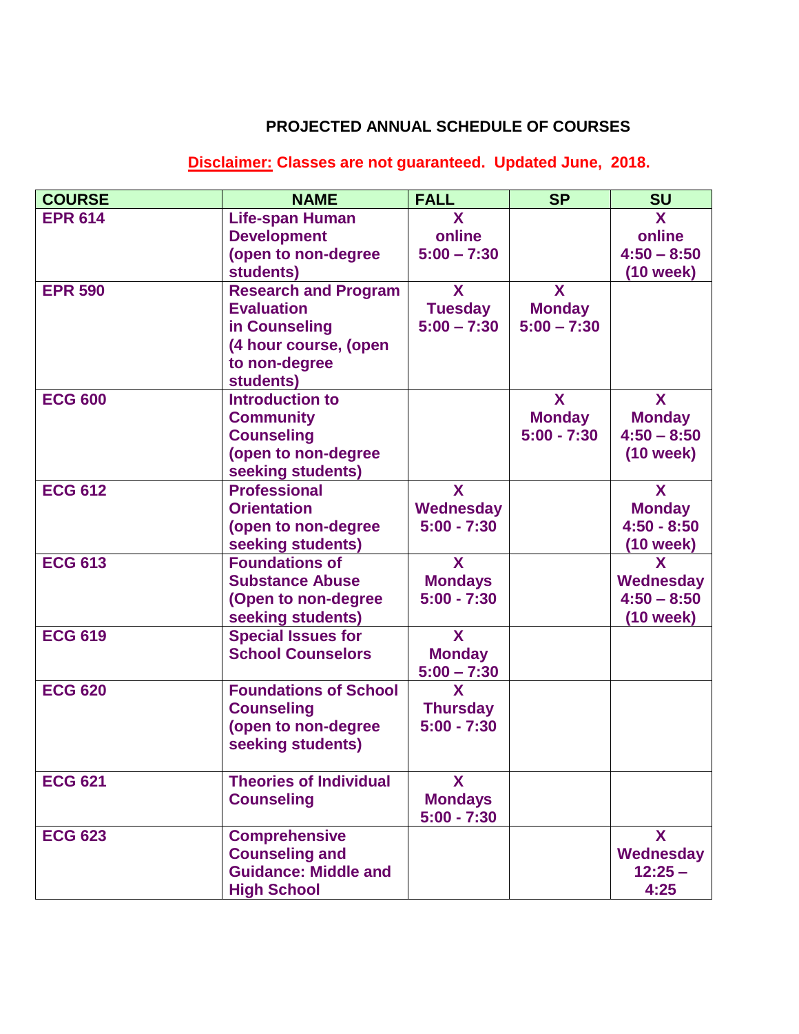# PROJECTED ANNUAL SCHEDULE OF COURSES

**Disclaimer: Classes are not guaranteed. Updated June, 2018.**

| COURSE | NAME | FALL | SP | SU |
|---|---|---|---|---|
| EPR 614 | Life-span Human Development (open to non-degree students) | X online 5:00 – 7:30 | | X online 4:50 – 8:50 (10 week) |
| EPR 590 | Research and Program Evaluation in Counseling (4 hour course, (open to non-degree students) | X Tuesday 5:00 – 7:30 | X Monday 5:00 – 7:30 | |
| ECG 600 | Introduction to Community Counseling (open to non-degree seeking students) | | X Monday 5:00 - 7:30 | X Monday 4:50 – 8:50 (10 week) |
| ECG 612 | Professional Orientation (open to non-degree seeking students) | X Wednesday 5:00 - 7:30 | | X Monday 4:50 - 8:50 (10 week) |
| ECG 613 | Foundations of Substance Abuse (Open to non-degree seeking students) | X Mondays 5:00 - 7:30 | | X Wednesday 4:50 – 8:50 (10 week) |
| ECG 619 | Special Issues for School Counselors | X Monday 5:00 – 7:30 | | |
| ECG 620 | Foundations of School Counseling (open to non-degree seeking students) | X Thursday 5:00 - 7:30 | | |
| ECG 621 | Theories of Individual Counseling | X Mondays 5:00 - 7:30 | | |
| ECG 623 | Comprehensive Counseling and Guidance: Middle and High School | | | X Wednesday 12:25 – 4:25 |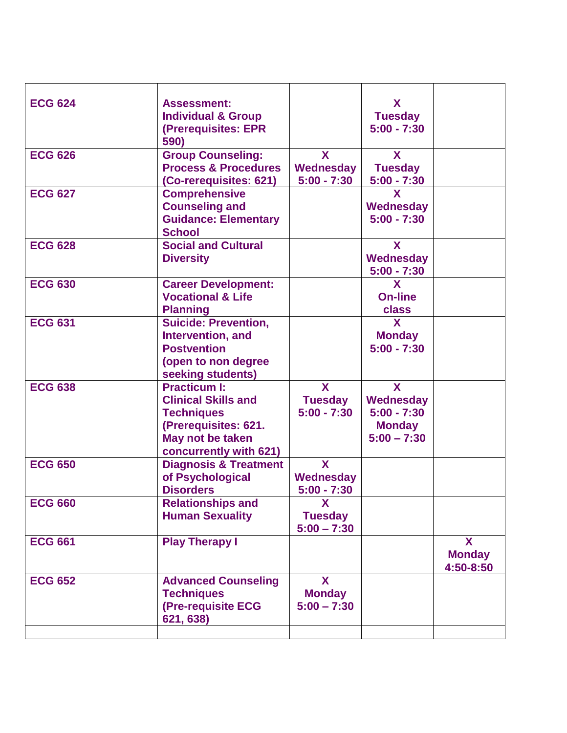| | | | | |
|---|---|---|---|---|
| **ECG 624** | **Assessment: Individual & Group (Prerequisites: EPR 590)** | | **X Tuesday 5:00 - 7:30** | |
| **ECG 626** | **Group Counseling: Process & Procedures (Co-rerequisites: 621)** | **X Wednesday 5:00 - 7:30** | **X Tuesday 5:00 - 7:30** | |
| **ECG 627** | **Comprehensive Counseling and Guidance: Elementary School** | | **X Wednesday 5:00 - 7:30** | |
| **ECG 628** | **Social and Cultural Diversity** | | **X Wednesday 5:00 - 7:30** | |
| **ECG 630** | **Career Development: Vocational & Life Planning** | | **X On-line class** | |
| **ECG 631** | **Suicide: Prevention, Intervention, and Postvention (open to non degree seeking students)** | | **X Monday 5:00 - 7:30** | |
| **ECG 638** | **Practicum I: Clinical Skills and Techniques (Prerequisites: 621. May not be taken concurrently with 621)** | **X Tuesday 5:00 - 7:30** | **X Wednesday 5:00 - 7:30 Monday 5:00 – 7:30** | |
| **ECG 650** | **Diagnosis & Treatment of Psychological Disorders** | **X Wednesday 5:00 - 7:30** | | |
| **ECG 660** | **Relationships and Human Sexuality** | **X Tuesday 5:00 – 7:30** | | |
| **ECG 661** | **Play Therapy I** | | | **X Monday 4:50-8:50** |
| **ECG 652** | **Advanced Counseling Techniques (Pre-requisite ECG 621, 638)** | **X Monday 5:00 – 7:30** | | |
| | | | | |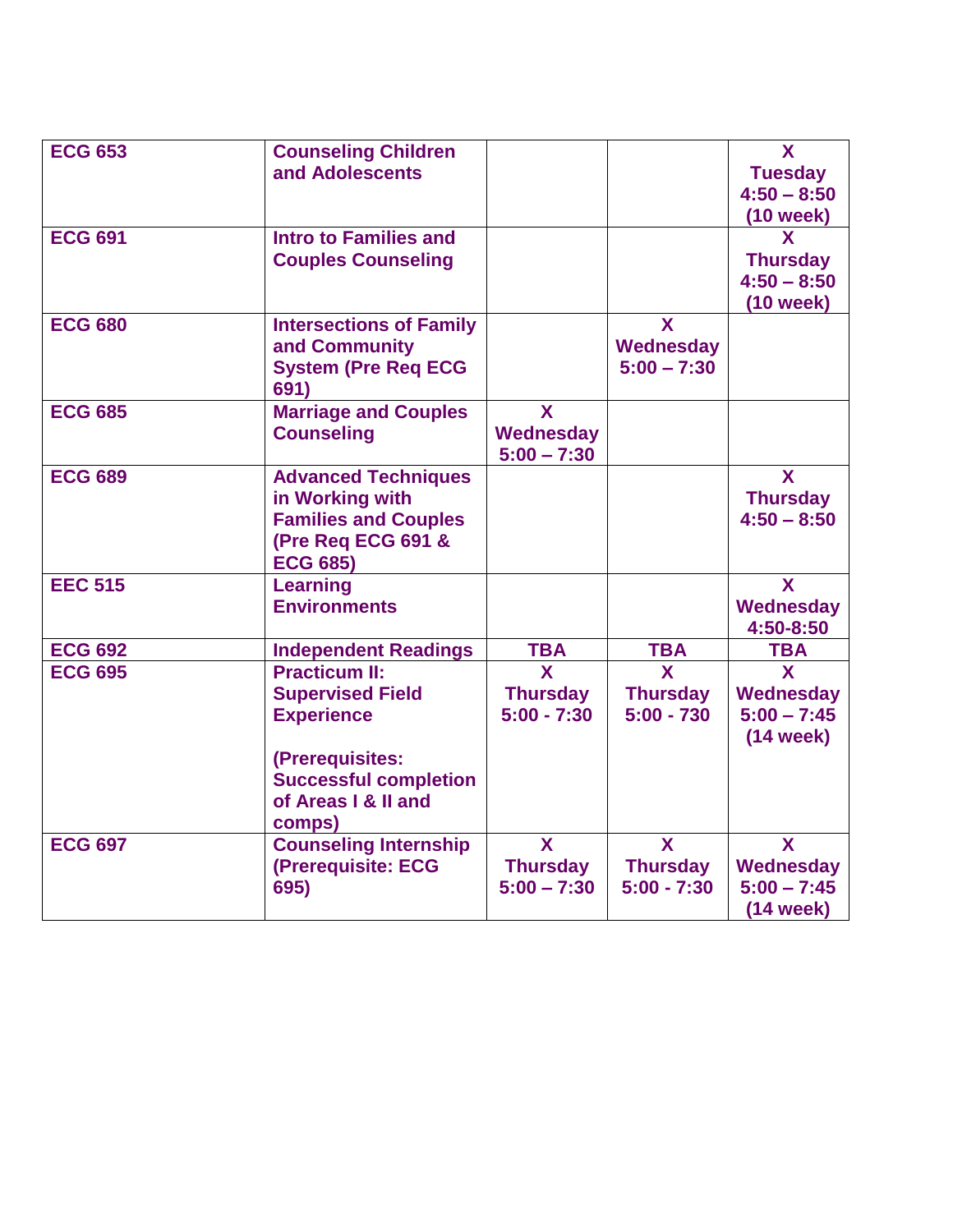| | | | | |
|---|---|---|---|---|
| **ECG 653** | **Counseling Children and Adolescents** | | | **X Tuesday 4:50 – 8:50 (10 week)** |
| **ECG 691** | **Intro to Families and Couples Counseling** | | | **X Thursday 4:50 – 8:50 (10 week)** |
| **ECG 680** | **Intersections of Family and Community System (Pre Req ECG 691)** | | **X Wednesday 5:00 – 7:30** | |
| **ECG 685** | **Marriage and Couples Counseling** | **X Wednesday 5:00 – 7:30** | | |
| **ECG 689** | **Advanced Techniques in Working with Families and Couples (Pre Req ECG 691 & ECG 685)** | | | **X Thursday 4:50 – 8:50** |
| **EEC 515** | **Learning Environments** | | | **X Wednesday 4:50-8:50** |
| **ECG 692** | **Independent Readings** | **TBA** | **TBA** | **TBA** |
| **ECG 695** | **Practicum II: Supervised Field Experience (Prerequisites: Successful completion of Areas I & II and comps)** | **X Thursday 5:00 - 7:30** | **X Thursday 5:00 - 730** | **X Wednesday 5:00 – 7:45 (14 week)** |
| **ECG 697** | **Counseling Internship (Prerequisite: ECG 695)** | **X Thursday 5:00 – 7:30** | **X Thursday 5:00 - 7:30** | **X Wednesday 5:00 – 7:45 (14 week)** |